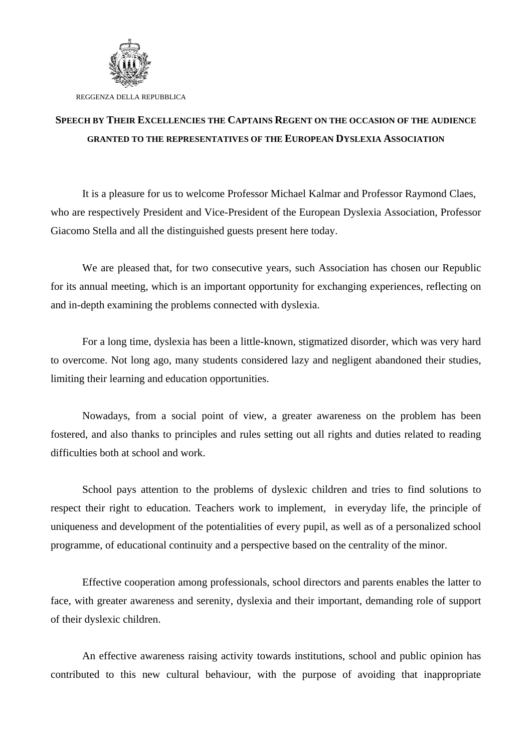REGGENZA DELLA REPUBBLICA

**SPEECH BY THEIR EXCELLENCIES THE CAPTAINS REGENT ON THE OCCASION OF THE AUDIENCE GRANTED TO THE REPRESENTATIVES OF THE EUROPEAN DYSLEXIA ASSOCIATION**

It is a pleasure for us to welcome Professor Michael Kalmar and Professor Raymond Claes, who are respectively President and Vice-President of the European Dyslexia Association, Professor Giacomo Stella and all the distinguished guests present here today.

We are pleased that, for two consecutive years, such Association has chosen our Republic for its annual meeting, which is an important opportunity for exchanging experiences, reflecting on and in-depth examining the problems connected with dyslexia.

For a long time, dyslexia has been a little-known, stigmatized disorder, which was very hard to overcome. Not long ago, many students considered lazy and negligent abandoned their studies, limiting their learning and education opportunities.

Nowadays, from a social point of view, a greater awareness on the problem has been fostered, and also thanks to principles and rules setting out all rights and duties related to reading difficulties both at school and work.

School pays attention to the problems of dyslexic children and tries to find solutions to respect their right to education. Teachers work to implement, in everyday life, the principle of uniqueness and development of the potentialities of every pupil, as well as of a personalized school programme, of educational continuity and a perspective based on the centrality of the minor.

Effective cooperation among professionals, school directors and parents enables the latter to face, with greater awareness and serenity, dyslexia and their important, demanding role of support of their dyslexic children.

An effective awareness raising activity towards institutions, school and public opinion has contributed to this new cultural behaviour, with the purpose of avoiding that inappropriate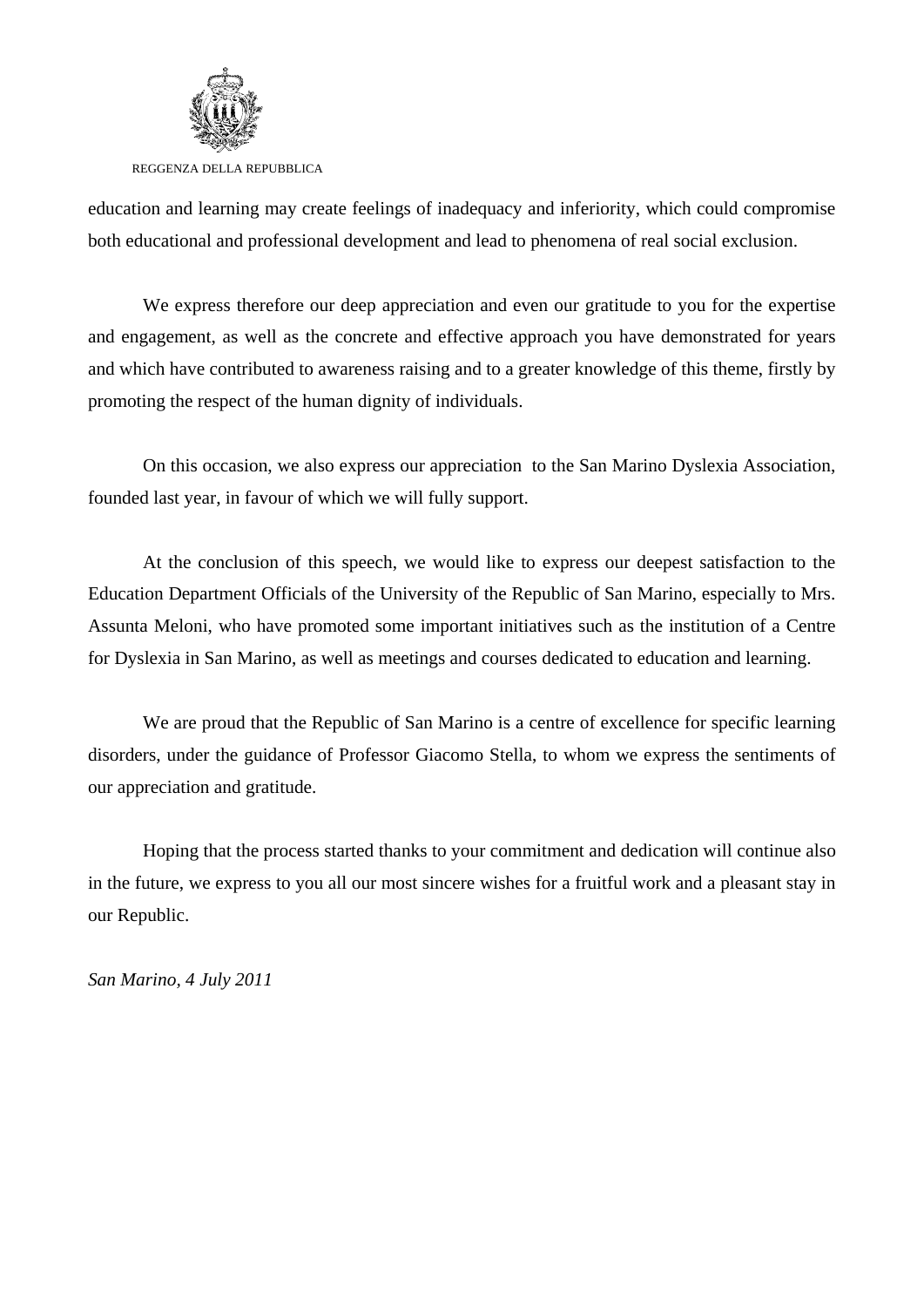education and learning may create feelings of inadequacy and inferiority, which could compromise both educational and professional development and lead to phenomena of real social exclusion.

We express therefore our deep appreciation and even our gratitude to you for the expertise and engagement, as well as the concrete and effective approach you have demonstrated for years and which have contributed to awareness raising and to a greater knowledge of this theme, firstly by promoting the respect of the human dignity of individuals.

On this occasion, we also express our appreciation to the San Marino Dyslexia Association, founded last year, in favour of which we will fully support.

At the conclusion of this speech, we would like to express our deepest satisfaction to the Education Department Officials of the University of the Republic of San Marino, especially to Mrs. Assunta Meloni, who have promoted some important initiatives such as the institution of a Centre for Dyslexia in San Marino, as well as meetings and courses dedicated to education and learning.

We are proud that the Republic of San Marino is a centre of excellence for specific learning disorders, under the guidance of Professor Giacomo Stella, to whom we express the sentiments of our appreciation and gratitude.

Hoping that the process started thanks to your commitment and dedication will continue also in the future, we express to you all our most sincere wishes for a fruitful work and a pleasant stay in our Republic.

*San Marino, 4 July 2011*